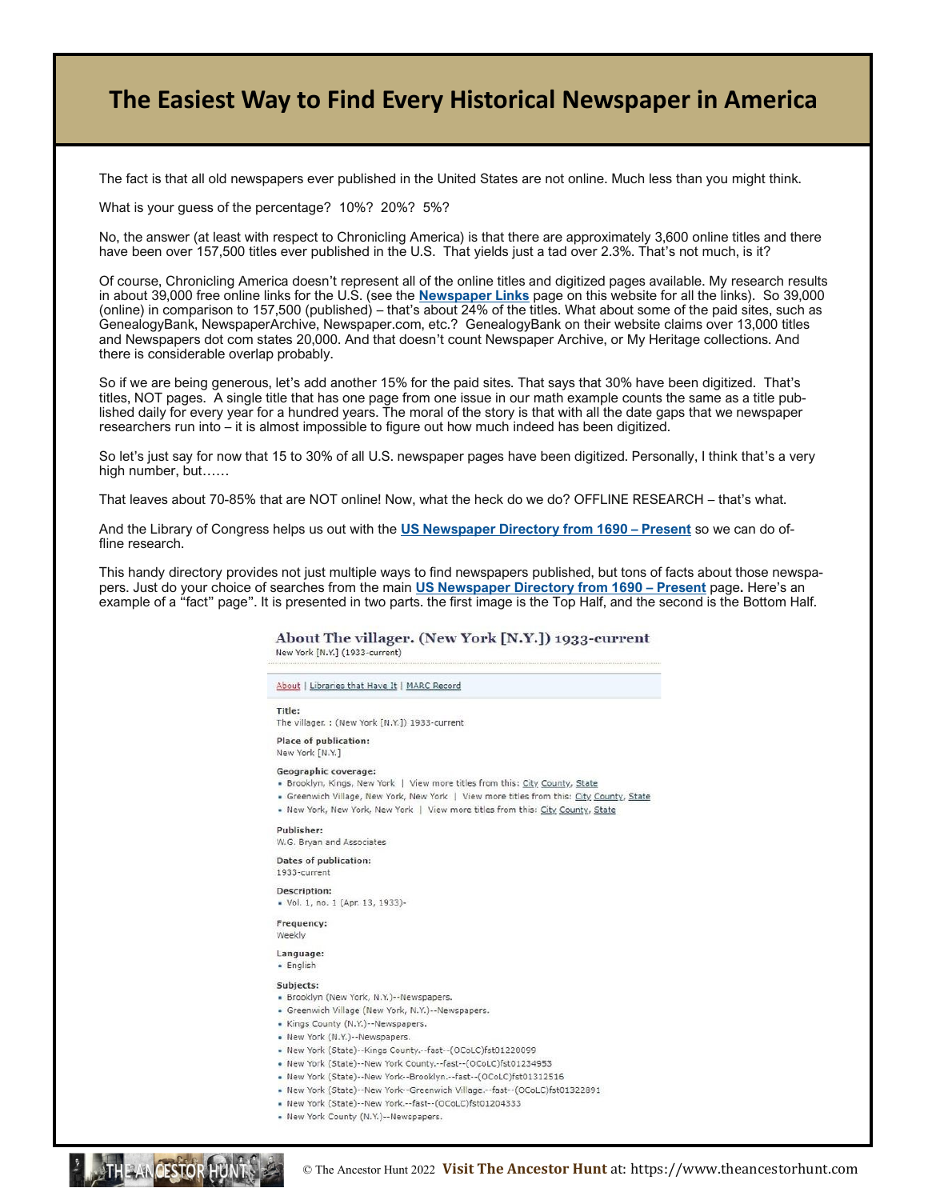# The Easiest Way to Find Every Historical Newspaper in America

The fact is that all old newspapers ever published in the United States are not online. Much less than you might think.

What is your guess of the percentage? 10%? 20%? 5%?

No, the answer (at least with respect to Chronicling America) is that there are approximately 3,600 online titles and there have been over 157,500 titles ever published in the U.S. That yields just a tad over 2.3%. That's not much, is it?

Of course, Chronicling America doesn't represent all of the online titles and digitized pages available. My research results in about 39,000 free online links for the U.S. (see the **Newspaper Links** page on this website for all the links). So 39,000 (online) in comparison to 157,500 (published) – that's about 24% of the titles. What about some of the paid sites, such as GenealogyBank, NewspaperArchive, Newspaper.com, etc.? GenealogyBank on their website claims over 13,000 titles and Newspapers dot com states 20,000. And that doesn't count Newspaper Archive, or My Heritage collections. And there is considerable overlap probably.

So if we are being generous, let's add another 15% for the paid sites. That says that 30% have been digitized. That's titles, NOT pages. A single title that has one page from one issue in our math example counts the same as a title published daily for every year for a hundred years. The moral of the story is that with all the date gaps that we newspaper researchers run into – it is almost impossible to figure out how much indeed has been digitized.

So let's just say for now that 15 to 30% of all U.S. newspaper pages have been digitized. Personally, I think that's a very high number, but……

That leaves about 70-85% that are NOT online! Now, what the heck do we do? OFFLINE RESEARCH – that's what.

And the Library of Congress helps us out with the **US Newspaper Directory from 1690 – Present** so we can do offline research.

This handy directory provides not just multiple ways to find newspapers published, but tons of facts about those newspapers. Just do your choice of searches from the main **US Newspaper Directory from 1690 – Present** page**.** Here's an example of a "fact" page". It is presented in two parts. the first image is the Top Half, and the second is the Bottom Half.

## About The villager. (New York [N.Y.]) 1933-current

New York [N.Y.] (1933-current)

About | Libraries that Have It | MARC Record

**Title:**
The villager. : (New York [N.Y.]) 1933-current

**Place of publication:**
New York [N.Y.]

**Geographic coverage:**
- Brooklyn, Kings, New York | View more titles from this: City County, State
- Greenwich Village, New York, New York | View more titles from this: City County, State
- New York, New York, New York | View more titles from this: City County, State

**Publisher:**
W.G. Bryan and Associates

**Dates of publication:**
1933-current

**Description:**
- Vol. 1, no. 1 (Apr. 13, 1933)-

**Frequency:**
Weekly

**Language:**
- English

**Subjects:**
- Brooklyn (New York, N.Y.)--Newspapers.
- Greenwich Village (New York, N.Y.)--Newspapers.
- Kings County (N.Y.)--Newspapers.
- New York (N.Y.)--Newspapers.
- New York (State)--Kings County.--fast--(OCoLC)fst01220099
- New York (State)--New York County.--fast--(OCoLC)fst01234953
- New York (State)--New York--Brooklyn.--fast--(OCoLC)fst01312516
- New York (State)--New York--Greenwich Village.--fast--(OCoLC)fst01322891
- New York (State)--New York.--fast--(OCoLC)fst01204333
- New York County (N.Y.)--Newspapers.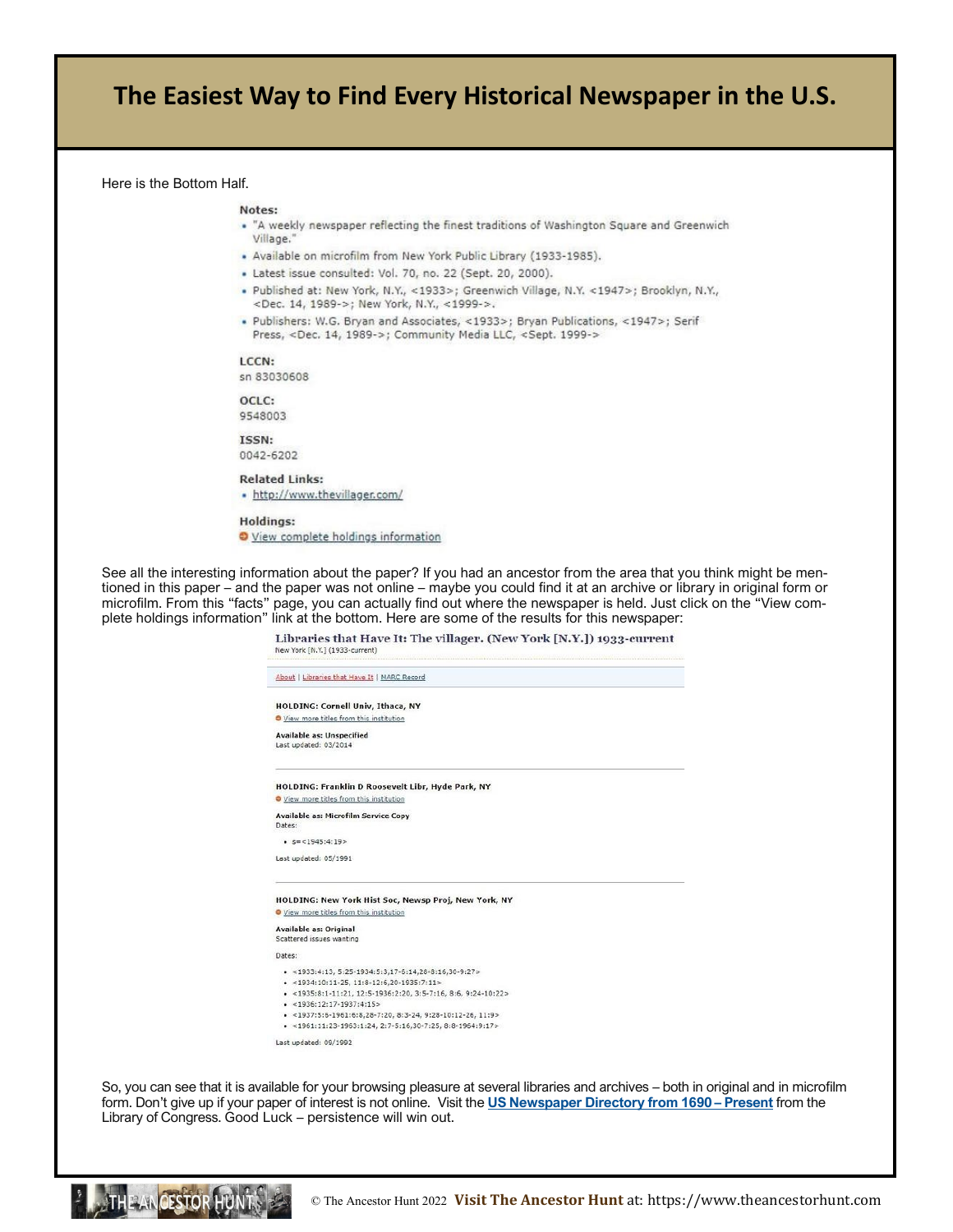# The Easiest Way to Find Every Historical Newspaper in the U.S.

Here is the Bottom Half.

**Notes:**

- "A weekly newspaper reflecting the finest traditions of Washington Square and Greenwich Village."
- Available on microfilm from New York Public Library (1933-1985).
- Latest issue consulted: Vol. 70, no. 22 (Sept. 20, 2000).
- Published at: New York, N.Y., <1933>; Greenwich Village, N.Y. <1947>; Brooklyn, N.Y., <Dec. 14, 1989->; New York, N.Y., <1999->.
- Publishers: W.G. Bryan and Associates, <1933>; Bryan Publications, <1947>; Serif Press, <Dec. 14, 1989->; Community Media LLC, <Sept. 1999->

**LCCN:**
sn 83030608

**OCLC:**
9548003

**ISSN:**
0042-6202

**Related Links:**

- http://www.thevillager.com/

**Holdings:**
View complete holdings information

See all the interesting information about the paper? If you had an ancestor from the area that you think might be mentioned in this paper – and the paper was not online – maybe you could find it at an archive or library in original form or microfilm. From this "facts" page, you can actually find out where the newspaper is held. Just click on the "View complete holdings information" link at the bottom. Here are some of the results for this newspaper:

**Libraries that Have It: The villager. (New York [N.Y.]) 1933-current**
New York [N.Y.] (1933-current)

About | Libraries that Have It | MARC Record

**HOLDING: Cornell Univ, Ithaca, NY**
View more titles from this institution

**Available as:** Unspecified
Last updated: 03/2014

**HOLDING: Franklin D Roosevelt Libr, Hyde Park, NY**
View more titles from this institution

**Available as:** Microfilm Service Copy
Dates:

- s=<1945:4:19>

Last updated: 05/1991

**HOLDING: New York Hist Soc, Newsp Proj, New York, NY**
View more titles from this institution

**Available as:** Original
Scattered issues wanting

Dates:

- <1933:4:13, 5:25-1934:5:3,17-6:14,28-8:16,30-9:27>
- <1934:10:11-25, 11:8-12:6,20-1935:7:11>
- <1935:8:1-11:21, 12:5-1936:2:20, 3:5-7:16, 8:6, 9:24-10:22>
- <1936:12:17-1937:4:15>
- <1937:5:6-1961:6:8,28-7:20, 8:3-24, 9:28-10:12-26, 11:9>
- <1961:11:23-1963:1:24, 2:7-5:16,30-7:25, 8:8-1964:9:17>

Last updated: 09/1992

So, you can see that it is available for your browsing pleasure at several libraries and archives – both in original and in microfilm form. Don't give up if your paper of interest is not online. Visit the **US Newspaper Directory from 1690 – Present** from the Library of Congress. Good Luck – persistence will win out.